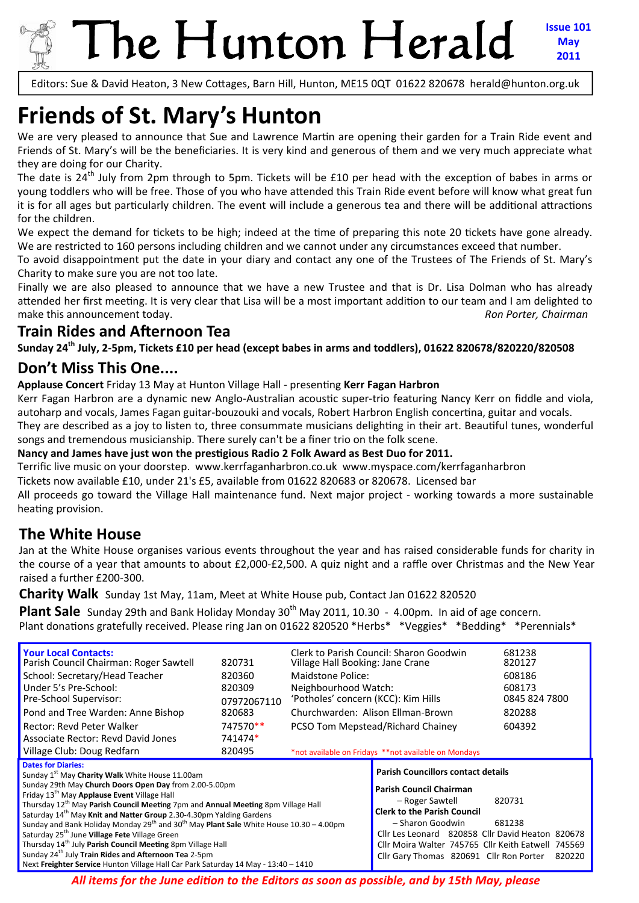# The Hunton Herald

**Issue 101**
**May**
**2011**

Editors: Sue & David Heaton, 3 New Cottages, Barn Hill, Hunton, ME15 0QT 01622 820678 herald@hunton.org.uk

# Friends of St. Mary's Hunton

We are very pleased to announce that Sue and Lawrence Martin are opening their garden for a Train Ride event and Friends of St. Mary's will be the beneficiaries. It is very kind and generous of them and we very much appreciate what they are doing for our Charity.

The date is 24th July from 2pm through to 5pm. Tickets will be £10 per head with the exception of babes in arms or young toddlers who will be free. Those of you who have attended this Train Ride event before will know what great fun it is for all ages but particularly children. The event will include a generous tea and there will be additional attractions for the children.

We expect the demand for tickets to be high; indeed at the time of preparing this note 20 tickets have gone already. We are restricted to 160 persons including children and we cannot under any circumstances exceed that number.

To avoid disappointment put the date in your diary and contact any one of the Trustees of The Friends of St. Mary's Charity to make sure you are not too late.

Finally we are also pleased to announce that we have a new Trustee and that is Dr. Lisa Dolman who has already attended her first meeting. It is very clear that Lisa will be a most important addition to our team and I am delighted to make this announcement today. *Ron Porter, Chairman*

## Train Rides and Afternoon Tea

**Sunday 24th July, 2-5pm, Tickets £10 per head (except babes in arms and toddlers), 01622 820678/820220/820508**

## Don't Miss This One....

**Applause Concert** Friday 13 May at Hunton Village Hall - presenting **Kerr Fagan Harbron**

Kerr Fagan Harbron are a dynamic new Anglo-Australian acoustic super-trio featuring Nancy Kerr on fiddle and viola, autoharp and vocals, James Fagan guitar-bouzouki and vocals, Robert Harbron English concertina, guitar and vocals.

They are described as a joy to listen to, three consummate musicians delighting in their art. Beautiful tunes, wonderful songs and tremendous musicianship. There surely can't be a finer trio on the folk scene.

**Nancy and James have just won the prestigious Radio 2 Folk Award as Best Duo for 2011.**

Terrific live music on your doorstep. www.kerrfaganharbron.co.uk www.myspace.com/kerrfaganharbron

Tickets now available £10, under 21's £5, available from 01622 820683 or 820678. Licensed bar

All proceeds go toward the Village Hall maintenance fund. Next major project - working towards a more sustainable heating provision.

## The White House

Jan at the White House organises various events throughout the year and has raised considerable funds for charity in the course of a year that amounts to about £2,000-£2,500. A quiz night and a raffle over Christmas and the New Year raised a further £200-300.

**Charity Walk** Sunday 1st May, 11am, Meet at White House pub, Contact Jan 01622 820520

**Plant Sale** Sunday 29th and Bank Holiday Monday 30th May 2011, 10.30 - 4.00pm. In aid of age concern. Plant donations gratefully received. Please ring Jan on 01622 820520 *Herbs* *Veggies* *Bedding* *Perennials*

**Your Local Contacts:**

| | | | |
|---|---|---|---|
| Parish Council Chairman: Roger Sawtell | 820731 | Clerk to Parish Council: Sharon Goodwin | 681238 |
| | | Village Hall Booking: Jane Crane | 820127 |
| School: Secretary/Head Teacher | 820360 | Maidstone Police: | 608186 |
| Under 5's Pre-School: | 820309 | Neighbourhood Watch: | 608173 |
| Pre-School Supervisor: | 07972067110 | 'Potholes' concern (KCC): Kim Hills | 0845 824 7800 |
| Pond and Tree Warden: Anne Bishop | 820683 | Churchwarden: Alison Ellman-Brown | 820288 |
| Rector: Revd Peter Walker | 747570** | PCSO Tom Mepstead/Richard Chainey | 604392 |
| Associate Rector: Revd David Jones | 741474* | | |
| Village Club: Doug Redfarn | 820495 | *not available on Fridays **not available on Mondays | |

**Dates for Diaries:**

- Sunday 1st May **Charity Walk** White House 11.00am
- Sunday 29th May **Church Doors Open Day** from 2.00-5.00pm
- Friday 13th May **Applause Event** Village Hall
- Thursday 12th May **Parish Council Meeting** 7pm and **Annual Meeting** 8pm Village Hall
- Saturday 14th May **Knit and Natter Group** 2.30-4.30pm Yalding Gardens
- Sunday and Bank Holiday Monday 29th and 30th May **Plant Sale** White House 10.30 – 4.00pm
- Saturday 25th June **Village Fete** Village Green
- Thursday 14th July **Parish Council Meeting** 8pm Village Hall
- Sunday 24th July **Train Rides and Afternoon Tea** 2-5pm
- Next **Freighter Service** Hunton Village Hall Car Park Saturday 14 May - 13:40 – 1410

**Parish Councillors contact details**

**Parish Council Chairman**
– Roger Sawtell 820731

**Clerk to the Parish Council**
– Sharon Goodwin 681238

Cllr Les Leonard 820858 Cllr David Heaton 820678
Cllr Moira Walter 745765 Cllr Keith Eatwell 745569
Cllr Gary Thomas 820691 Cllr Ron Porter 820220

***All items for the June edition to the Editors as soon as possible, and by 15th May, please***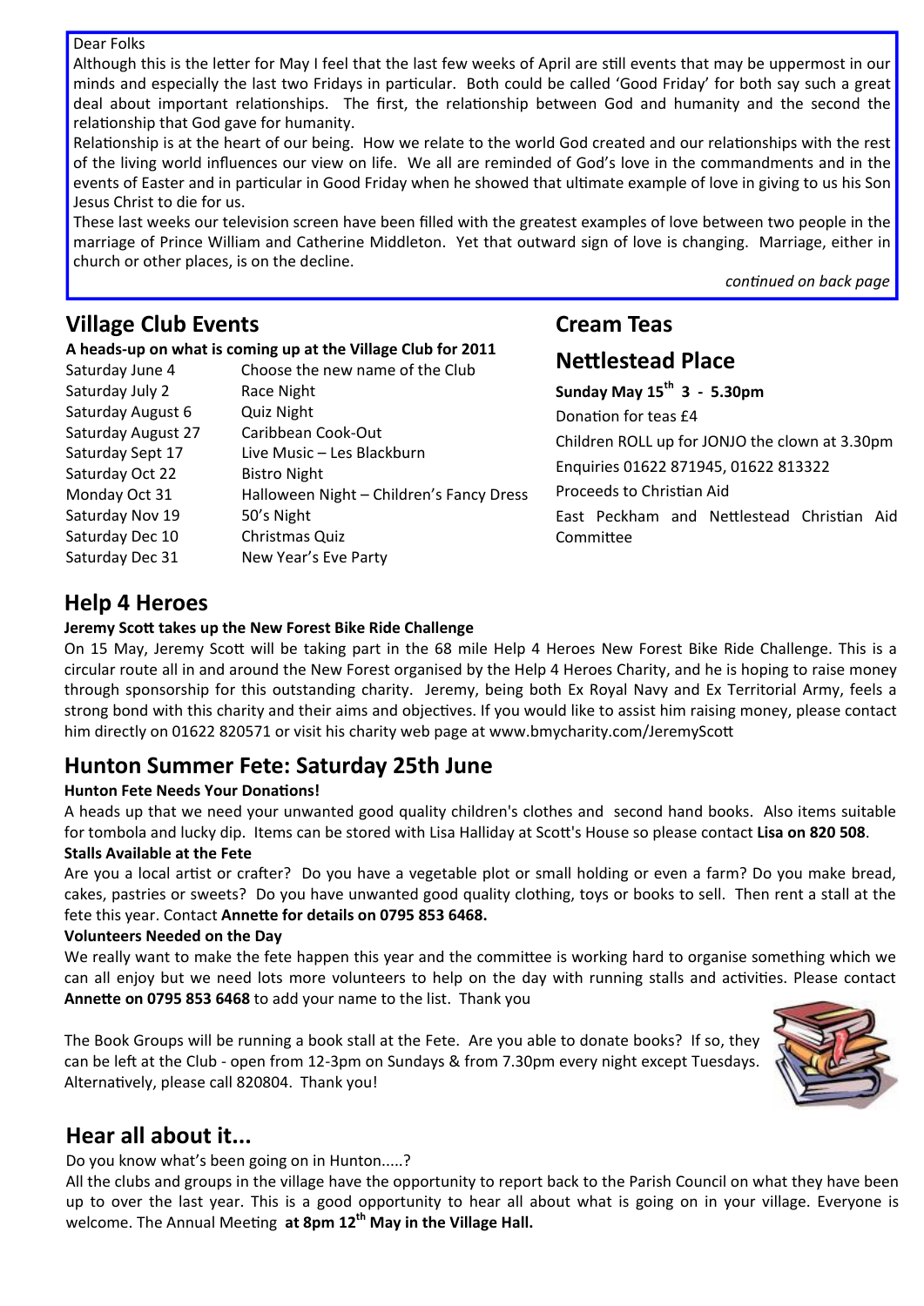Dear Folks

Although this is the letter for May I feel that the last few weeks of April are still events that may be uppermost in our minds and especially the last two Fridays in particular. Both could be called 'Good Friday' for both say such a great deal about important relationships. The first, the relationship between God and humanity and the second the relationship that God gave for humanity.

Relationship is at the heart of our being. How we relate to the world God created and our relationships with the rest of the living world influences our view on life. We all are reminded of God's love in the commandments and in the events of Easter and in particular in Good Friday when he showed that ultimate example of love in giving to us his Son Jesus Christ to die for us.

These last weeks our television screen have been filled with the greatest examples of love between two people in the marriage of Prince William and Catherine Middleton. Yet that outward sign of love is changing. Marriage, either in church or other places, is on the decline.

*continued on back page*

## Village Club Events

**A heads-up on what is coming up at the Village Club for 2011**

| | |
|---|---|
| Saturday June 4 | Choose the new name of the Club |
| Saturday July 2 | Race Night |
| Saturday August 6 | Quiz Night |
| Saturday August 27 | Caribbean Cook-Out |
| Saturday Sept 17 | Live Music – Les Blackburn |
| Saturday Oct 22 | Bistro Night |
| Monday Oct 31 | Halloween Night – Children's Fancy Dress |
| Saturday Nov 19 | 50's Night |
| Saturday Dec 10 | Christmas Quiz |
| Saturday Dec 31 | New Year's Eve Party |

## Cream Teas

## Nettlestead Place

**Sunday May 15th 3 - 5.30pm**

Donation for teas £4

Children ROLL up for JONJO the clown at 3.30pm

Enquiries 01622 871945, 01622 813322

Proceeds to Christian Aid

East Peckham and Nettlestead Christian Aid Committee

## Help 4 Heroes

**Jeremy Scott takes up the New Forest Bike Ride Challenge**

On 15 May, Jeremy Scott will be taking part in the 68 mile Help 4 Heroes New Forest Bike Ride Challenge. This is a circular route all in and around the New Forest organised by the Help 4 Heroes Charity, and he is hoping to raise money through sponsorship for this outstanding charity. Jeremy, being both Ex Royal Navy and Ex Territorial Army, feels a strong bond with this charity and their aims and objectives. If you would like to assist him raising money, please contact him directly on 01622 820571 or visit his charity web page at www.bmycharity.com/JeremyScott

## Hunton Summer Fete: Saturday 25th June

**Hunton Fete Needs Your Donations!**

A heads up that we need your unwanted good quality children's clothes and second hand books. Also items suitable for tombola and lucky dip. Items can be stored with Lisa Halliday at Scott's House so please contact **Lisa on 820 508**.

**Stalls Available at the Fete**

Are you a local artist or crafter? Do you have a vegetable plot or small holding or even a farm? Do you make bread, cakes, pastries or sweets? Do you have unwanted good quality clothing, toys or books to sell. Then rent a stall at the fete this year. Contact **Annette for details on 0795 853 6468.**

**Volunteers Needed on the Day**

We really want to make the fete happen this year and the committee is working hard to organise something which we can all enjoy but we need lots more volunteers to help on the day with running stalls and activities. Please contact **Annette on 0795 853 6468** to add your name to the list. Thank you

The Book Groups will be running a book stall at the Fete. Are you able to donate books? If so, they can be left at the Club - open from 12-3pm on Sundays & from 7.30pm every night except Tuesdays. Alternatively, please call 820804. Thank you!

## Hear all about it...

Do you know what's been going on in Hunton.....?

All the clubs and groups in the village have the opportunity to report back to the Parish Council on what they have been up to over the last year. This is a good opportunity to hear all about what is going on in your village. Everyone is welcome. The Annual Meeting **at 8pm 12th May in the Village Hall.**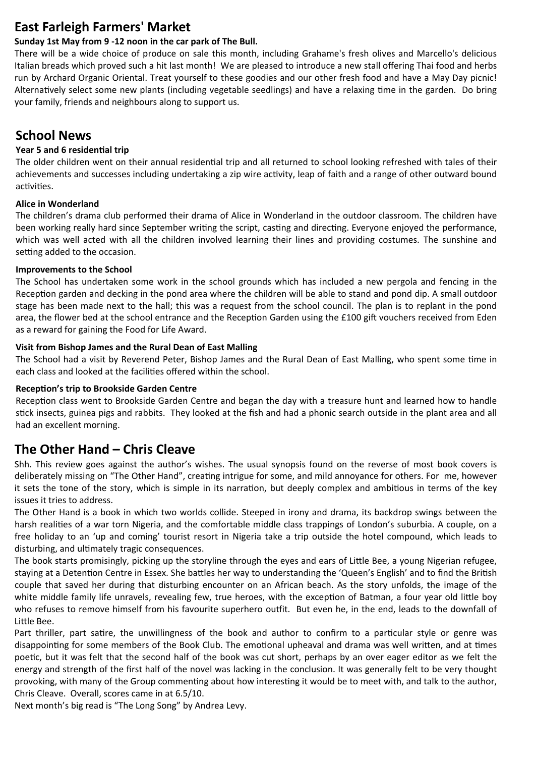## East Farleigh Farmers' Market

**Sunday 1st May from 9 -12 noon in the car park of The Bull.**

There will be a wide choice of produce on sale this month, including Grahame's fresh olives and Marcello's delicious Italian breads which proved such a hit last month! We are pleased to introduce a new stall offering Thai food and herbs run by Archard Organic Oriental. Treat yourself to these goodies and our other fresh food and have a May Day picnic! Alternatively select some new plants (including vegetable seedlings) and have a relaxing time in the garden. Do bring your family, friends and neighbours along to support us.

## School News

**Year 5 and 6 residential trip**

The older children went on their annual residential trip and all returned to school looking refreshed with tales of their achievements and successes including undertaking a zip wire activity, leap of faith and a range of other outward bound activities.

**Alice in Wonderland**

The children's drama club performed their drama of Alice in Wonderland in the outdoor classroom. The children have been working really hard since September writing the script, casting and directing. Everyone enjoyed the performance, which was well acted with all the children involved learning their lines and providing costumes. The sunshine and setting added to the occasion.

**Improvements to the School**

The School has undertaken some work in the school grounds which has included a new pergola and fencing in the Reception garden and decking in the pond area where the children will be able to stand and pond dip. A small outdoor stage has been made next to the hall; this was a request from the school council. The plan is to replant in the pond area, the flower bed at the school entrance and the Reception Garden using the £100 gift vouchers received from Eden as a reward for gaining the Food for Life Award.

**Visit from Bishop James and the Rural Dean of East Malling**

The School had a visit by Reverend Peter, Bishop James and the Rural Dean of East Malling, who spent some time in each class and looked at the facilities offered within the school.

**Reception's trip to Brookside Garden Centre**

Reception class went to Brookside Garden Centre and began the day with a treasure hunt and learned how to handle stick insects, guinea pigs and rabbits. They looked at the fish and had a phonic search outside in the plant area and all had an excellent morning.

## The Other Hand – Chris Cleave

Shh. This review goes against the author's wishes. The usual synopsis found on the reverse of most book covers is deliberately missing on "The Other Hand", creating intrigue for some, and mild annoyance for others. For me, however it sets the tone of the story, which is simple in its narration, but deeply complex and ambitious in terms of the key issues it tries to address.

The Other Hand is a book in which two worlds collide. Steeped in irony and drama, its backdrop swings between the harsh realities of a war torn Nigeria, and the comfortable middle class trappings of London's suburbia. A couple, on a free holiday to an 'up and coming' tourist resort in Nigeria take a trip outside the hotel compound, which leads to disturbing, and ultimately tragic consequences.

The book starts promisingly, picking up the storyline through the eyes and ears of Little Bee, a young Nigerian refugee, staying at a Detention Centre in Essex. She battles her way to understanding the 'Queen's English' and to find the British couple that saved her during that disturbing encounter on an African beach. As the story unfolds, the image of the white middle family life unravels, revealing few, true heroes, with the exception of Batman, a four year old little boy who refuses to remove himself from his favourite superhero outfit. But even he, in the end, leads to the downfall of Little Bee.

Part thriller, part satire, the unwillingness of the book and author to confirm to a particular style or genre was disappointing for some members of the Book Club. The emotional upheaval and drama was well written, and at times poetic, but it was felt that the second half of the book was cut short, perhaps by an over eager editor as we felt the energy and strength of the first half of the novel was lacking in the conclusion. It was generally felt to be very thought provoking, with many of the Group commenting about how interesting it would be to meet with, and talk to the author, Chris Cleave. Overall, scores came in at 6.5/10.

Next month's big read is "The Long Song" by Andrea Levy.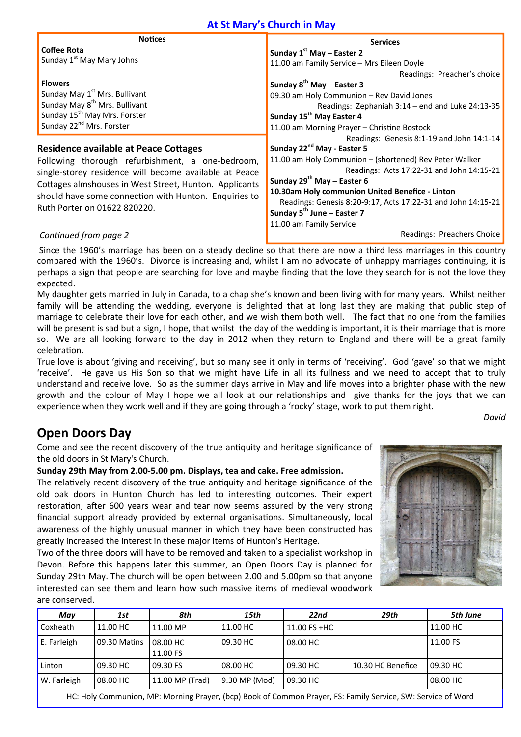# At St Mary's Church in May

## Notices

**Coffee Rota**
Sunday 1st May Mary Johns

**Flowers**
Sunday May 1st Mrs. Bullivant
Sunday May 8th Mrs. Bullivant
Sunday 15th May Mrs. Forster
Sunday 22nd Mrs. Forster

## Services

**Sunday 1st May – Easter 2**
11.00 am Family Service – Mrs Eileen Doyle
Readings: Preacher's choice

**Sunday 8th May – Easter 3**
09.30 am Holy Communion – Rev David Jones
Readings: Zephaniah 3:14 – end and Luke 24:13-35

**Sunday 15th May Easter 4**
11.00 am Morning Prayer – Christine Bostock
Readings: Genesis 8:1-19 and John 14:1-14

**Sunday 22nd May - Easter 5**
11.00 am Holy Communion – (shortened) Rev Peter Walker
Readings: Acts 17:22-31 and John 14:15-21

**Sunday 29th May – Easter 6**
**10.30am Holy communion United Benefice - Linton**
Readings: Genesis 8:20-9:17, Acts 17:22-31 and John 14:15-21

**Sunday 5th June – Easter 7**
11.00 am Family Service
Readings: Preachers Choice

### Residence available at Peace Cottages

Following thorough refurbishment, a one-bedroom, single-storey residence will become available at Peace Cottages almshouses in West Street, Hunton. Applicants should have some connection with Hunton. Enquiries to Ruth Porter on 01622 820220.

*Continued from page 2*

Since the 1960's marriage has been on a steady decline so that there are now a third less marriages in this country compared with the 1960's. Divorce is increasing and, whilst I am no advocate of unhappy marriages continuing, it is perhaps a sign that people are searching for love and maybe finding that the love they search for is not the love they expected.

My daughter gets married in July in Canada, to a chap she's known and been living with for many years. Whilst neither family will be attending the wedding, everyone is delighted that at long last they are making that public step of marriage to celebrate their love for each other, and we wish them both well. The fact that no one from the families will be present is sad but a sign, I hope, that whilst the day of the wedding is important, it is their marriage that is more so. We are all looking forward to the day in 2012 when they return to England and there will be a great family celebration.

True love is about 'giving and receiving', but so many see it only in terms of 'receiving'. God 'gave' so that we might 'receive'. He gave us His Son so that we might have Life in all its fullness and we need to accept that to truly understand and receive love. So as the summer days arrive in May and life moves into a brighter phase with the new growth and the colour of May I hope we all look at our relationships and give thanks for the joys that we can experience when they work well and if they are going through a 'rocky' stage, work to put them right.

*David*

## Open Doors Day

Come and see the recent discovery of the true antiquity and heritage significance of the old doors in St Mary's Church.

**Sunday 29th May from 2.00-5.00 pm. Displays, tea and cake. Free admission.**

The relatively recent discovery of the true antiquity and heritage significance of the old oak doors in Hunton Church has led to interesting outcomes. Their expert restoration, after 600 years wear and tear now seems assured by the very strong financial support already provided by external organisations. Simultaneously, local awareness of the highly unusual manner in which they have been constructed has greatly increased the interest in these major items of Hunton's Heritage.

Two of the three doors will have to be removed and taken to a specialist workshop in Devon. Before this happens later this summer, an Open Doors Day is planned for Sunday 29th May. The church will be open between 2.00 and 5.00pm so that anyone interested can see them and learn how such massive items of medieval woodwork are conserved.

| *May* | *1st* | *8th* | *15th* | *22nd* | *29th* | *5th June* |
|---|---|---|---|---|---|---|
| Coxheath | 11.00 HC | 11.00 MP | 11.00 HC | 11.00 FS +HC | | 11.00 HC |
| E. Farleigh | 09.30 Matins | 08.00 HC<br>11.00 FS | 09.30 HC | 08.00 HC | | 11.00 FS |
| Linton | 09.30 HC | 09.30 FS | 08.00 HC | 09.30 HC | 10.30 HC Benefice | 09.30 HC |
| W. Farleigh | 08.00 HC | 11.00 MP (Trad) | 9.30 MP (Mod) | 09.30 HC | | 08.00 HC |

HC: Holy Communion, MP: Morning Prayer, (bcp) Book of Common Prayer, FS: Family Service, SW: Service of Word